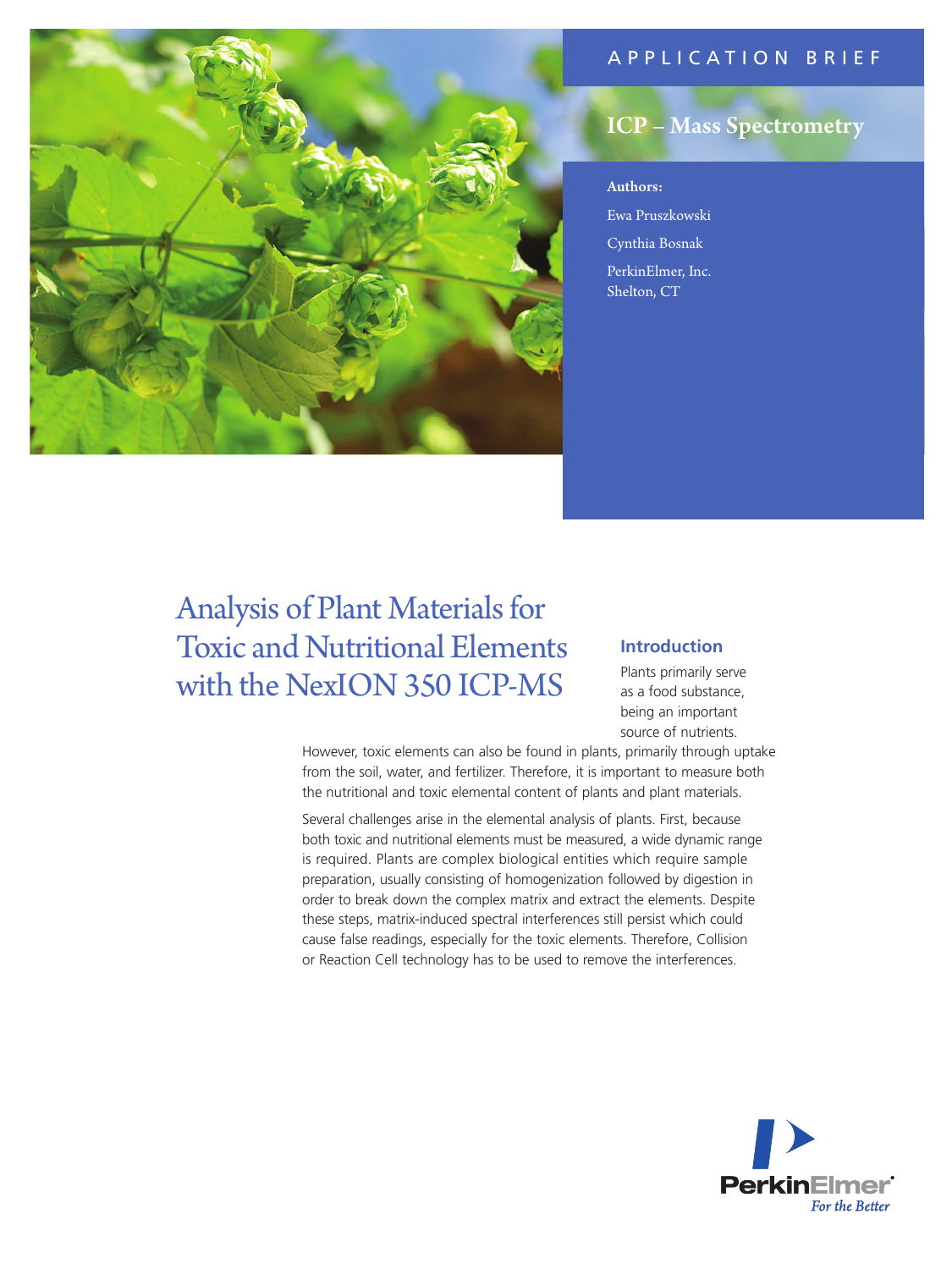APPLICATION BRIEF

## ICP – Mass Spectrometry

**Authors:**

Ewa Pruszkowski

Cynthia Bosnak

PerkinElmer, Inc.
Shelton, CT

# Analysis of Plant Materials for Toxic and Nutritional Elements with the NexION 350 ICP-MS

## Introduction

Plants primarily serve as a food substance, being an important source of nutrients. However, toxic elements can also be found in plants, primarily through uptake from the soil, water, and fertilizer. Therefore, it is important to measure both the nutritional and toxic elemental content of plants and plant materials.

Several challenges arise in the elemental analysis of plants. First, because both toxic and nutritional elements must be measured, a wide dynamic range is required. Plants are complex biological entities which require sample preparation, usually consisting of homogenization followed by digestion in order to break down the complex matrix and extract the elements. Despite these steps, matrix-induced spectral interferences still persist which could cause false readings, especially for the toxic elements. Therefore, Collision or Reaction Cell technology has to be used to remove the interferences.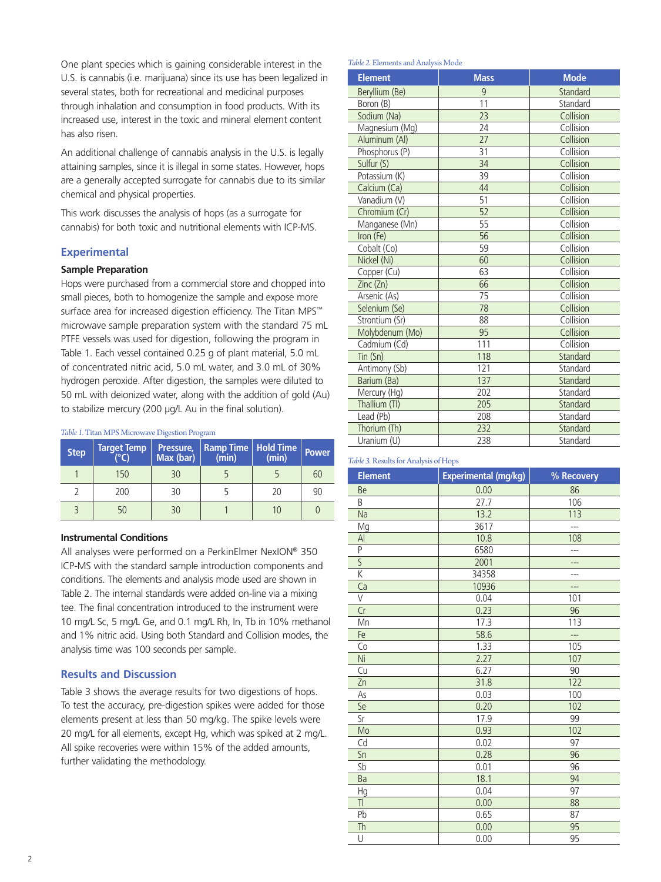One plant species which is gaining considerable interest in the U.S. is cannabis (i.e. marijuana) since its use has been legalized in several states, both for recreational and medicinal purposes through inhalation and consumption in food products. With its increased use, interest in the toxic and mineral element content has also risen.

An additional challenge of cannabis analysis in the U.S. is legally attaining samples, since it is illegal in some states. However, hops are a generally accepted surrogate for cannabis due to its similar chemical and physical properties.

This work discusses the analysis of hops (as a surrogate for cannabis) for both toxic and nutritional elements with ICP-MS.

## Experimental

### Sample Preparation

Hops were purchased from a commercial store and chopped into small pieces, both to homogenize the sample and expose more surface area for increased digestion efficiency. The Titan MPS™ microwave sample preparation system with the standard 75 mL PTFE vessels was used for digestion, following the program in Table 1. Each vessel contained 0.25 g of plant material, 5.0 mL of concentrated nitric acid, 5.0 mL water, and 3.0 mL of 30% hydrogen peroxide. After digestion, the samples were diluted to 50 mL with deionized water, along with the addition of gold (Au) to stabilize mercury (200 µg/L Au in the final solution).

*Table 1.* Titan MPS Microwave Digestion Program

| Step | Target Temp (°C) | Pressure, Max (bar) | Ramp Time (min) | Hold Time (min) | Power |
|---|---|---|---|---|---|
| 1 | 150 | 30 | 5 | 5 | 60 |
| 2 | 200 | 30 | 5 | 20 | 90 |
| 3 | 50 | 30 | 1 | 10 | 0 |

### Instrumental Conditions

All analyses were performed on a PerkinElmer NexION® 350 ICP-MS with the standard sample introduction components and conditions. The elements and analysis mode used are shown in Table 2. The internal standards were added on-line via a mixing tee. The final concentration introduced to the instrument were 10 mg/L Sc, 5 mg/L Ge, and 0.1 mg/L Rh, In, Tb in 10% methanol and 1% nitric acid. Using both Standard and Collision modes, the analysis time was 100 seconds per sample.

*Table 2.* Elements and Analysis Mode

| Element | Mass | Mode |
|---|---|---|
| Beryllium (Be) | 9 | Standard |
| Boron (B) | 11 | Standard |
| Sodium (Na) | 23 | Collision |
| Magnesium (Mg) | 24 | Collision |
| Aluminum (Al) | 27 | Collision |
| Phosphorus (P) | 31 | Collision |
| Sulfur (S) | 34 | Collision |
| Potassium (K) | 39 | Collision |
| Calcium (Ca) | 44 | Collision |
| Vanadium (V) | 51 | Collision |
| Chromium (Cr) | 52 | Collision |
| Manganese (Mn) | 55 | Collision |
| Iron (Fe) | 56 | Collision |
| Cobalt (Co) | 59 | Collision |
| Nickel (Ni) | 60 | Collision |
| Copper (Cu) | 63 | Collision |
| Zinc (Zn) | 66 | Collision |
| Arsenic (As) | 75 | Collision |
| Selenium (Se) | 78 | Collision |
| Strontium (Sr) | 88 | Collision |
| Molybdenum (Mo) | 95 | Collision |
| Cadmium (Cd) | 111 | Collision |
| Tin (Sn) | 118 | Standard |
| Antimony (Sb) | 121 | Standard |
| Barium (Ba) | 137 | Standard |
| Mercury (Hg) | 202 | Standard |
| Thallium (Tl) | 205 | Standard |
| Lead (Pb) | 208 | Standard |
| Thorium (Th) | 232 | Standard |
| Uranium (U) | 238 | Standard |

## Results and Discussion

Table 3 shows the average results for two digestions of hops. To test the accuracy, pre-digestion spikes were added for those elements present at less than 50 mg/kg. The spike levels were 20 mg/L for all elements, except Hg, which was spiked at 2 mg/L. All spike recoveries were within 15% of the added amounts, further validating the methodology.

*Table 3.* Results for Analysis of Hops

| Element | Experimental (mg/kg) | % Recovery |
|---|---|---|
| Be | 0.00 | 86 |
| B | 27.7 | 106 |
| Na | 13.2 | 113 |
| Mg | 3617 | --- |
| Al | 10.8 | 108 |
| P | 6580 | --- |
| S | 2001 | --- |
| K | 34358 | --- |
| Ca | 10936 | --- |
| V | 0.04 | 101 |
| Cr | 0.23 | 96 |
| Mn | 17.3 | 113 |
| Fe | 58.6 | --- |
| Co | 1.33 | 105 |
| Ni | 2.27 | 107 |
| Cu | 6.27 | 90 |
| Zn | 31.8 | 122 |
| As | 0.03 | 100 |
| Se | 0.20 | 102 |
| Sr | 17.9 | 99 |
| Mo | 0.93 | 102 |
| Cd | 0.02 | 97 |
| Sn | 0.28 | 96 |
| Sb | 0.01 | 96 |
| Ba | 18.1 | 94 |
| Hg | 0.04 | 97 |
| Tl | 0.00 | 88 |
| Pb | 0.65 | 87 |
| Th | 0.00 | 95 |
| U | 0.00 | 95 |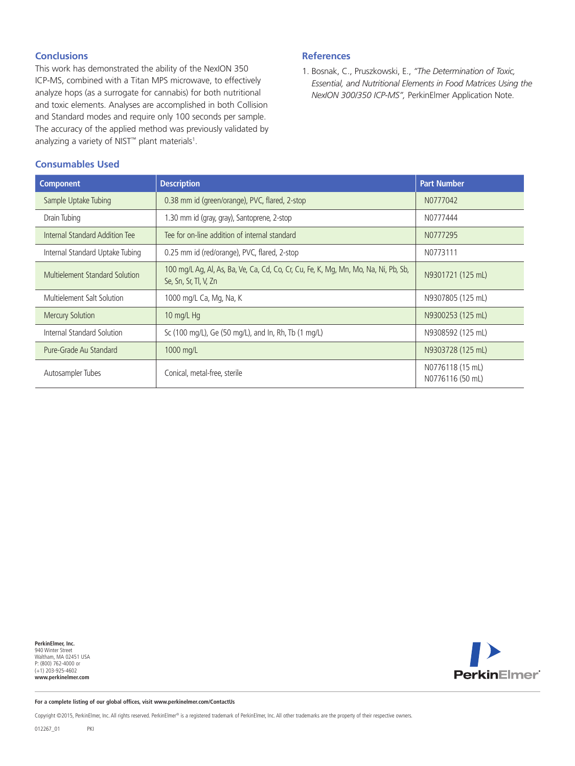## Conclusions

This work has demonstrated the ability of the NexION 350 ICP-MS, combined with a Titan MPS microwave, to effectively analyze hops (as a surrogate for cannabis) for both nutritional and toxic elements. Analyses are accomplished in both Collision and Standard modes and require only 100 seconds per sample. The accuracy of the applied method was previously validated by analyzing a variety of NIST™ plant materials[1].

## References

1. Bosnak, C., Pruszkowski, E., *"The Determination of Toxic, Essential, and Nutritional Elements in Food Matrices Using the NexION 300/350 ICP-MS"*, PerkinElmer Application Note.

## Consumables Used

| Component | Description | Part Number |
|---|---|---|
| Sample Uptake Tubing | 0.38 mm id (green/orange), PVC, flared, 2-stop | N0777042 |
| Drain Tubing | 1.30 mm id (gray, gray), Santoprene, 2-stop | N0777444 |
| Internal Standard Addition Tee | Tee for on-line addition of internal standard | N0777295 |
| Internal Standard Uptake Tubing | 0.25 mm id (red/orange), PVC, flared, 2-stop | N0773111 |
| Multielement Standard Solution | 100 mg/L Ag, Al, As, Ba, Ve, Ca, Cd, Co, Cr, Cu, Fe, K, Mg, Mn, Mo, Na, Ni, Pb, Sb, Se, Sn, Sr, Tl, V, Zn | N9301721 (125 mL) |
| Multielement Salt Solution | 1000 mg/L Ca, Mg, Na, K | N9307805 (125 mL) |
| Mercury Solution | 10 mg/L Hg | N9300253 (125 mL) |
| Internal Standard Solution | Sc (100 mg/L), Ge (50 mg/L), and In, Rh, Tb (1 mg/L) | N9308592 (125 mL) |
| Pure-Grade Au Standard | 1000 mg/L | N9303728 (125 mL) |
| Autosampler Tubes | Conical, metal-free, sterile | N0776118 (15 mL) N0776116 (50 mL) |

**PerkinElmer, Inc.**
940 Winter Street
Waltham, MA 02451 USA
P: (800) 762-4000 or
(+1) 203-925-4602
**www.perkinelmer.com**

**For a complete listing of our global offices, visit www.perkinelmer.com/ContactUs**

Copyright ©2015, PerkinElmer, Inc. All rights reserved. PerkinElmer® is a registered trademark of PerkinElmer, Inc. All other trademarks are the property of their respective owners.

012267_01 PKI